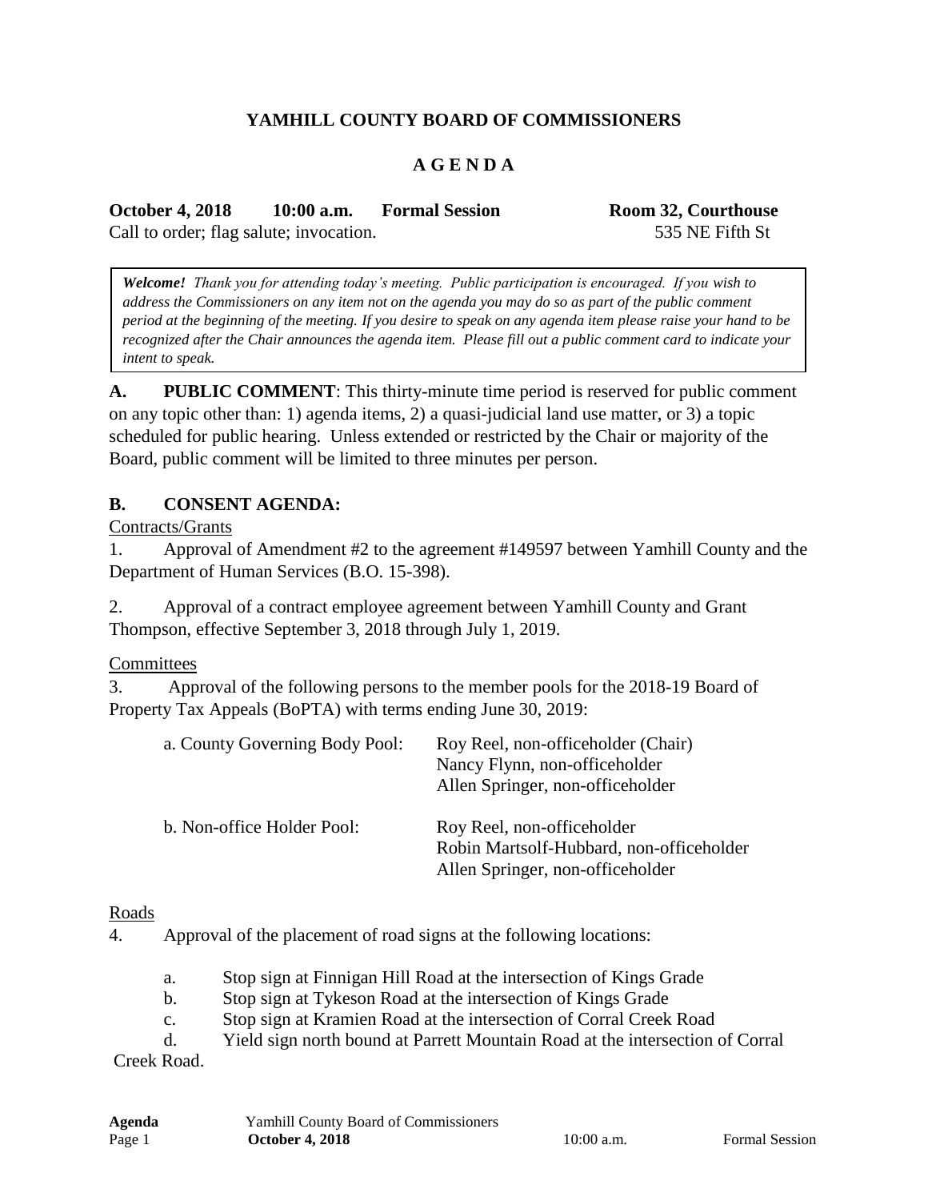# YAMHILL COUNTY BOARD OF COMMISSIONERS

## A G E N D A

**October 4, 2018 10:00 a.m. Formal Session Room 32, Courthouse**

Call to order; flag salute; invocation. 535 NE Fifth St

> ***Welcome!*** *Thank you for attending today's meeting. Public participation is encouraged. If you wish to address the Commissioners on any item not on the agenda you may do so as part of the public comment period at the beginning of the meeting. If you desire to speak on any agenda item please raise your hand to be recognized after the Chair announces the agenda item. Please fill out a public comment card to indicate your intent to speak.*

**A. PUBLIC COMMENT**: This thirty-minute time period is reserved for public comment on any topic other than: 1) agenda items, 2) a quasi-judicial land use matter, or 3) a topic scheduled for public hearing. Unless extended or restricted by the Chair or majority of the Board, public comment will be limited to three minutes per person.

**B. CONSENT AGENDA:**

Contracts/Grants

1. Approval of Amendment #2 to the agreement #149597 between Yamhill County and the Department of Human Services (B.O. 15-398).

2. Approval of a contract employee agreement between Yamhill County and Grant Thompson, effective September 3, 2018 through July 1, 2019.

Committees

3. Approval of the following persons to the member pools for the 2018-19 Board of Property Tax Appeals (BoPTA) with terms ending June 30, 2019:

| | |
|---|---|
| a. County Governing Body Pool: | Roy Reel, non-officeholder (Chair)<br>Nancy Flynn, non-officeholder<br>Allen Springer, non-officeholder |
| b. Non-office Holder Pool: | Roy Reel, non-officeholder<br>Robin Martsolf-Hubbard, non-officeholder<br>Allen Springer, non-officeholder |

Roads

4. Approval of the placement of road signs at the following locations:

   a. Stop sign at Finnigan Hill Road at the intersection of Kings Grade
   b. Stop sign at Tykeson Road at the intersection of Kings Grade
   c. Stop sign at Kramien Road at the intersection of Corral Creek Road
   d. Yield sign north bound at Parrett Mountain Road at the intersection of Corral Creek Road.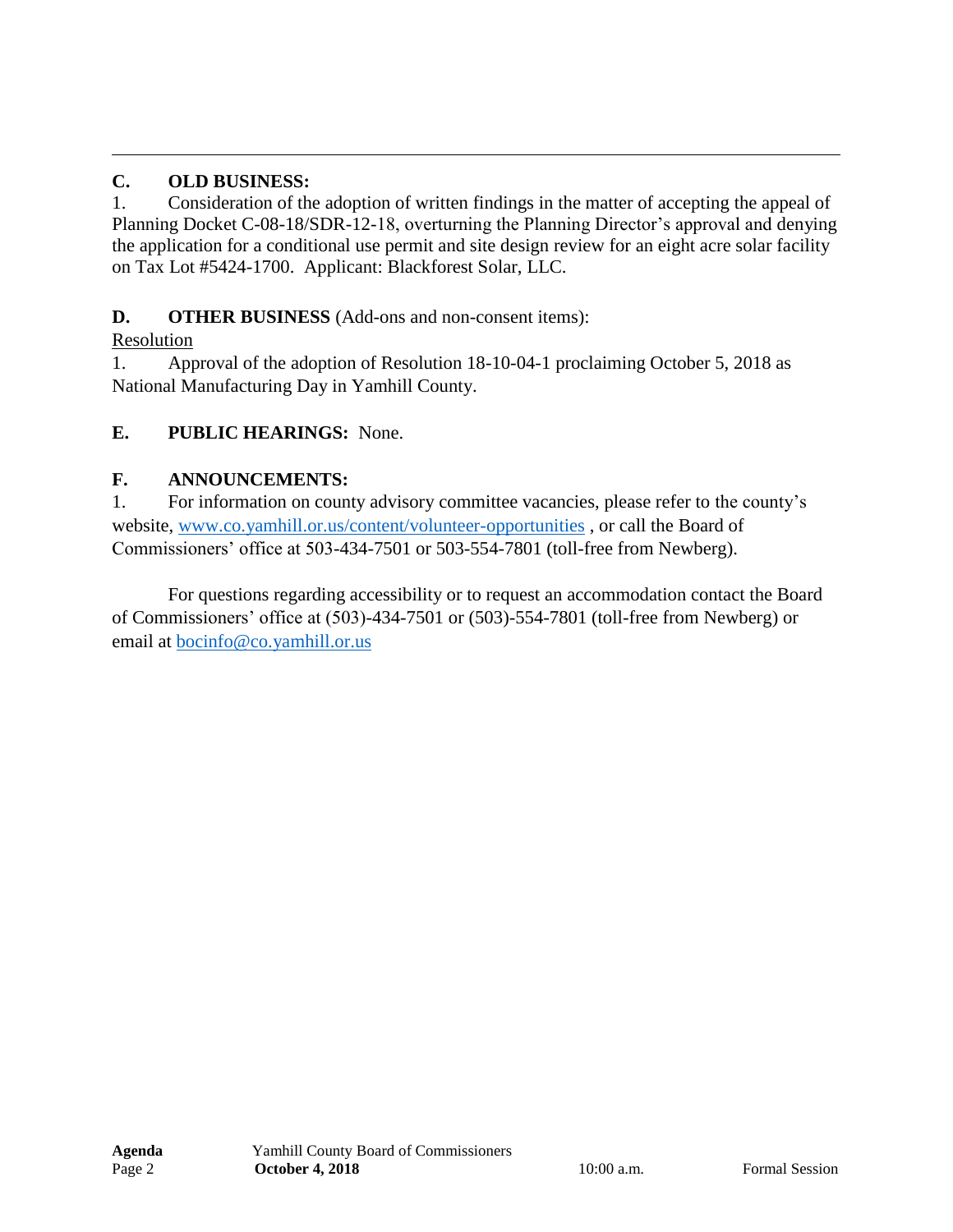## C. OLD BUSINESS:

1. Consideration of the adoption of written findings in the matter of accepting the appeal of Planning Docket C-08-18/SDR-12-18, overturning the Planning Director's approval and denying the application for a conditional use permit and site design review for an eight acre solar facility on Tax Lot #5424-1700. Applicant: Blackforest Solar, LLC.

## D. OTHER BUSINESS (Add-ons and non-consent items):

Resolution

1. Approval of the adoption of Resolution 18-10-04-1 proclaiming October 5, 2018 as National Manufacturing Day in Yamhill County.

## E. PUBLIC HEARINGS: None.

## F. ANNOUNCEMENTS:

1. For information on county advisory committee vacancies, please refer to the county's website, www.co.yamhill.or.us/content/volunteer-opportunities , or call the Board of Commissioners' office at 503-434-7501 or 503-554-7801 (toll-free from Newberg).

For questions regarding accessibility or to request an accommodation contact the Board of Commissioners' office at (503)-434-7501 or (503)-554-7801 (toll-free from Newberg) or email at bocinfo@co.yamhill.or.us